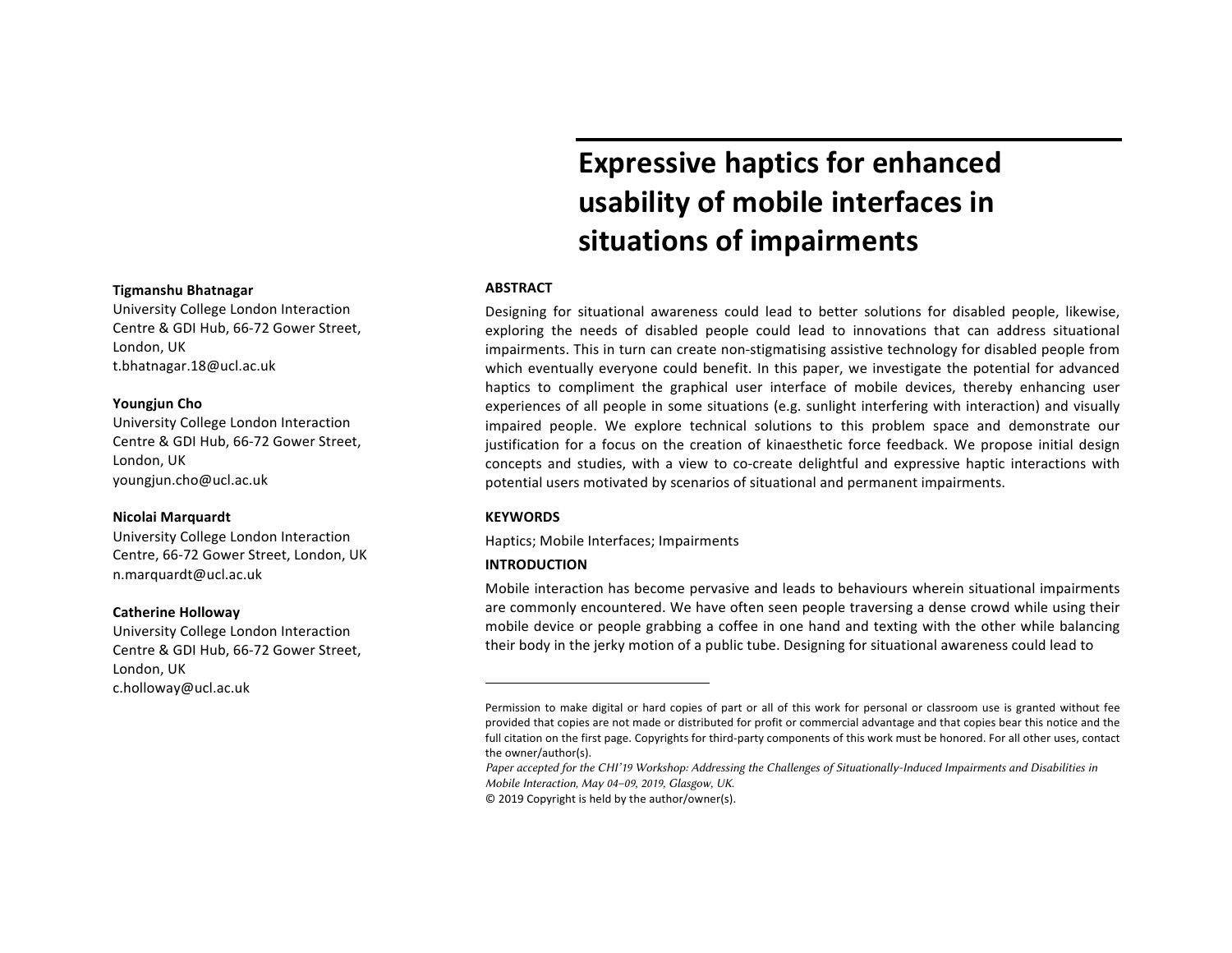# Expressive haptics for enhanced usability of mobile interfaces in situations of impairments

**Tigmanshu Bhatnagar**
University College London Interaction Centre & GDI Hub, 66-72 Gower Street, London, UK
t.bhatnagar.18@ucl.ac.uk

**Youngjun Cho**
University College London Interaction Centre & GDI Hub, 66-72 Gower Street, London, UK
youngjun.cho@ucl.ac.uk

**Nicolai Marquardt**
University College London Interaction Centre, 66-72 Gower Street, London, UK
n.marquardt@ucl.ac.uk

**Catherine Holloway**
University College London Interaction Centre & GDI Hub, 66-72 Gower Street, London, UK
c.holloway@ucl.ac.uk

## ABSTRACT

Designing for situational awareness could lead to better solutions for disabled people, likewise, exploring the needs of disabled people could lead to innovations that can address situational impairments. This in turn can create non-stigmatising assistive technology for disabled people from which eventually everyone could benefit. In this paper, we investigate the potential for advanced haptics to compliment the graphical user interface of mobile devices, thereby enhancing user experiences of all people in some situations (e.g. sunlight interfering with interaction) and visually impaired people. We explore technical solutions to this problem space and demonstrate our justification for a focus on the creation of kinaesthetic force feedback. We propose initial design concepts and studies, with a view to co-create delightful and expressive haptic interactions with potential users motivated by scenarios of situational and permanent impairments.

## KEYWORDS

Haptics; Mobile Interfaces; Impairments

## INTRODUCTION

Mobile interaction has become pervasive and leads to behaviours wherein situational impairments are commonly encountered. We have often seen people traversing a dense crowd while using their mobile device or people grabbing a coffee in one hand and texting with the other while balancing their body in the jerky motion of a public tube. Designing for situational awareness could lead to

---

Permission to make digital or hard copies of part or all of this work for personal or classroom use is granted without fee provided that copies are not made or distributed for profit or commercial advantage and that copies bear this notice and the full citation on the first page. Copyrights for third-party components of this work must be honored. For all other uses, contact the owner/author(s).

*Paper accepted for the CHI'19 Workshop: Addressing the Challenges of Situationally-Induced Impairments and Disabilities in Mobile Interaction, May 04–09, 2019, Glasgow, UK.*

© 2019 Copyright is held by the author/owner(s).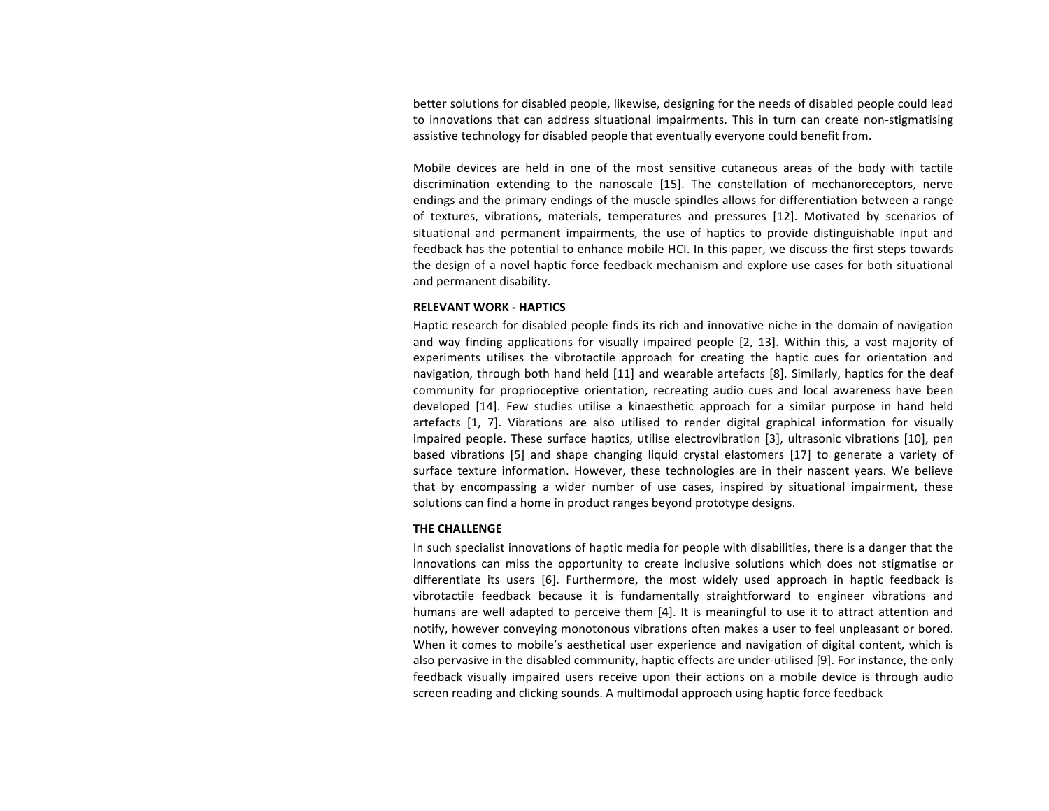better solutions for disabled people, likewise, designing for the needs of disabled people could lead to innovations that can address situational impairments. This in turn can create non-stigmatising assistive technology for disabled people that eventually everyone could benefit from.

Mobile devices are held in one of the most sensitive cutaneous areas of the body with tactile discrimination extending to the nanoscale [15]. The constellation of mechanoreceptors, nerve endings and the primary endings of the muscle spindles allows for differentiation between a range of textures, vibrations, materials, temperatures and pressures [12]. Motivated by scenarios of situational and permanent impairments, the use of haptics to provide distinguishable input and feedback has the potential to enhance mobile HCI. In this paper, we discuss the first steps towards the design of a novel haptic force feedback mechanism and explore use cases for both situational and permanent disability.

## RELEVANT WORK - HAPTICS

Haptic research for disabled people finds its rich and innovative niche in the domain of navigation and way finding applications for visually impaired people [2, 13]. Within this, a vast majority of experiments utilises the vibrotactile approach for creating the haptic cues for orientation and navigation, through both hand held [11] and wearable artefacts [8]. Similarly, haptics for the deaf community for proprioceptive orientation, recreating audio cues and local awareness have been developed [14]. Few studies utilise a kinaesthetic approach for a similar purpose in hand held artefacts [1, 7]. Vibrations are also utilised to render digital graphical information for visually impaired people. These surface haptics, utilise electrovibration [3], ultrasonic vibrations [10], pen based vibrations [5] and shape changing liquid crystal elastomers [17] to generate a variety of surface texture information. However, these technologies are in their nascent years. We believe that by encompassing a wider number of use cases, inspired by situational impairment, these solutions can find a home in product ranges beyond prototype designs.

## THE CHALLENGE

In such specialist innovations of haptic media for people with disabilities, there is a danger that the innovations can miss the opportunity to create inclusive solutions which does not stigmatise or differentiate its users [6]. Furthermore, the most widely used approach in haptic feedback is vibrotactile feedback because it is fundamentally straightforward to engineer vibrations and humans are well adapted to perceive them [4]. It is meaningful to use it to attract attention and notify, however conveying monotonous vibrations often makes a user to feel unpleasant or bored. When it comes to mobile's aesthetical user experience and navigation of digital content, which is also pervasive in the disabled community, haptic effects are under-utilised [9]. For instance, the only feedback visually impaired users receive upon their actions on a mobile device is through audio screen reading and clicking sounds. A multimodal approach using haptic force feedback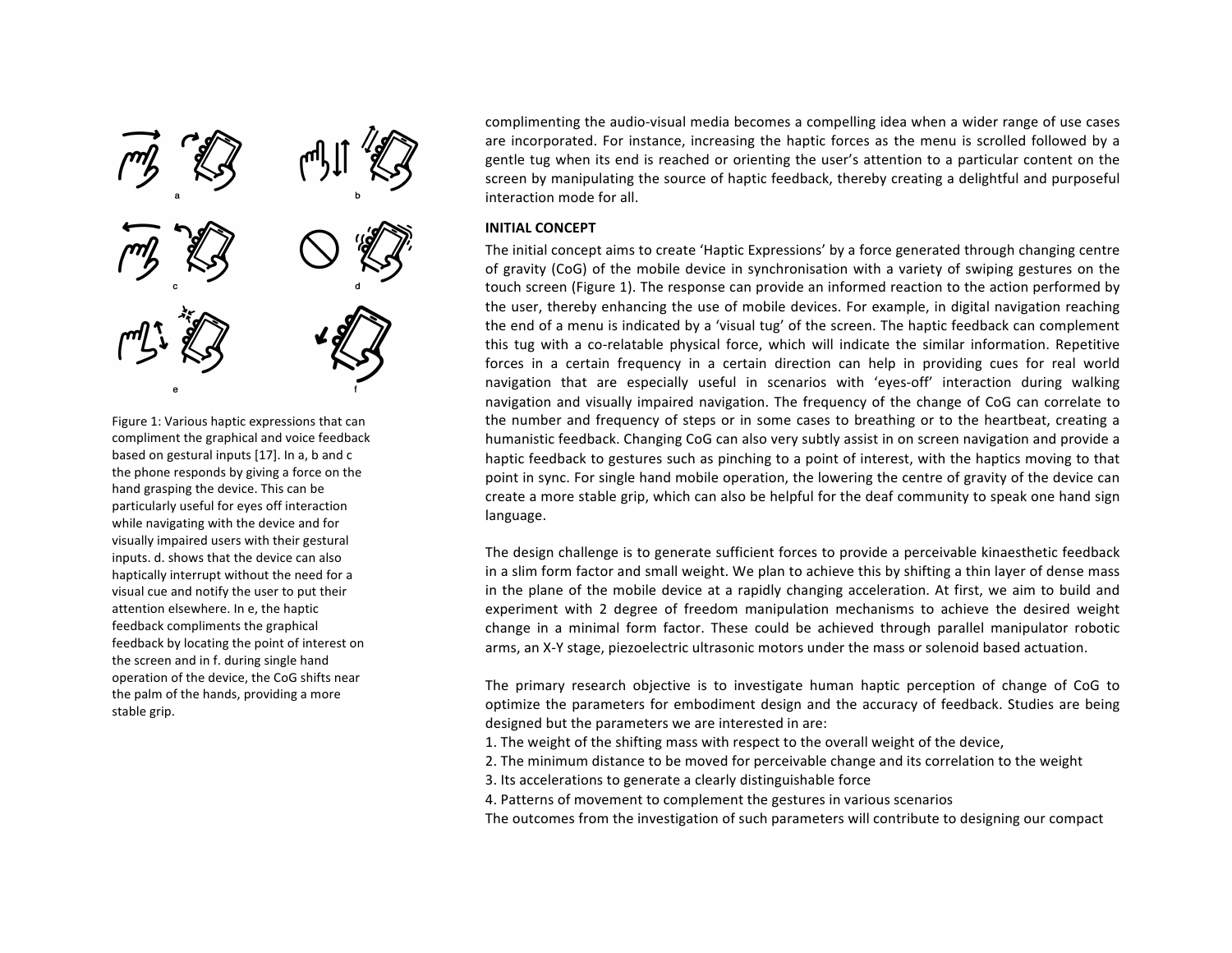Figure 1: Various haptic expressions that can compliment the graphical and voice feedback based on gestural inputs [17]. In a, b and c the phone responds by giving a force on the hand grasping the device. This can be particularly useful for eyes off interaction while navigating with the device and for visually impaired users with their gestural inputs. d. shows that the device can also haptically interrupt without the need for a visual cue and notify the user to put their attention elsewhere. In e, the haptic feedback compliments the graphical feedback by locating the point of interest on the screen and in f. during single hand operation of the device, the CoG shifts near the palm of the hands, providing a more stable grip.

complimenting the audio-visual media becomes a compelling idea when a wider range of use cases are incorporated. For instance, increasing the haptic forces as the menu is scrolled followed by a gentle tug when its end is reached or orienting the user's attention to a particular content on the screen by manipulating the source of haptic feedback, thereby creating a delightful and purposeful interaction mode for all.

## INITIAL CONCEPT

The initial concept aims to create 'Haptic Expressions' by a force generated through changing centre of gravity (CoG) of the mobile device in synchronisation with a variety of swiping gestures on the touch screen (Figure 1). The response can provide an informed reaction to the action performed by the user, thereby enhancing the use of mobile devices. For example, in digital navigation reaching the end of a menu is indicated by a 'visual tug' of the screen. The haptic feedback can complement this tug with a co-relatable physical force, which will indicate the similar information. Repetitive forces in a certain frequency in a certain direction can help in providing cues for real world navigation that are especially useful in scenarios with 'eyes-off' interaction during walking navigation and visually impaired navigation. The frequency of the change of CoG can correlate to the number and frequency of steps or in some cases to breathing or to the heartbeat, creating a humanistic feedback. Changing CoG can also very subtly assist in on screen navigation and provide a haptic feedback to gestures such as pinching to a point of interest, with the haptics moving to that point in sync. For single hand mobile operation, the lowering the centre of gravity of the device can create a more stable grip, which can also be helpful for the deaf community to speak one hand sign language.

The design challenge is to generate sufficient forces to provide a perceivable kinaesthetic feedback in a slim form factor and small weight. We plan to achieve this by shifting a thin layer of dense mass in the plane of the mobile device at a rapidly changing acceleration. At first, we aim to build and experiment with 2 degree of freedom manipulation mechanisms to achieve the desired weight change in a minimal form factor. These could be achieved through parallel manipulator robotic arms, an X-Y stage, piezoelectric ultrasonic motors under the mass or solenoid based actuation.

The primary research objective is to investigate human haptic perception of change of CoG to optimize the parameters for embodiment design and the accuracy of feedback. Studies are being designed but the parameters we are interested in are:

1. The weight of the shifting mass with respect to the overall weight of the device,
2. The minimum distance to be moved for perceivable change and its correlation to the weight
3. Its accelerations to generate a clearly distinguishable force
4. Patterns of movement to complement the gestures in various scenarios

The outcomes from the investigation of such parameters will contribute to designing our compact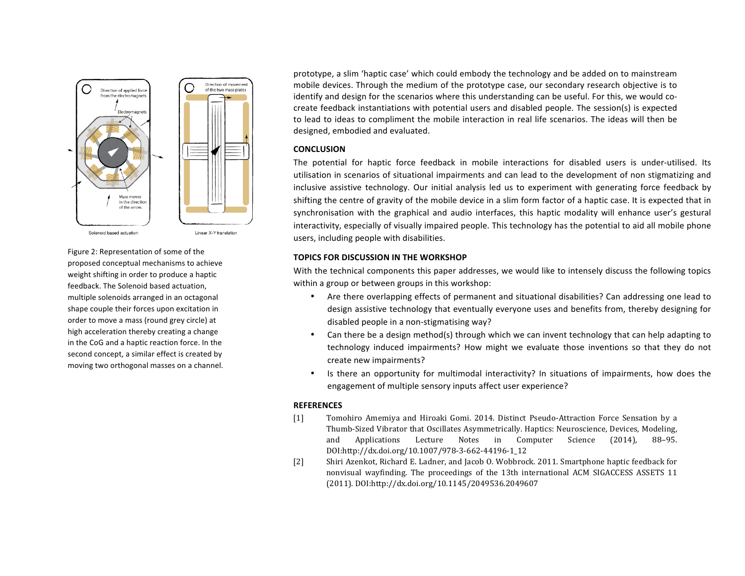Figure 2: Representation of some of the proposed conceptual mechanisms to achieve weight shifting in order to produce a haptic feedback. The Solenoid based actuation, multiple solenoids arranged in an octagonal shape couple their forces upon excitation in order to move a mass (round grey circle) at high acceleration thereby creating a change in the CoG and a haptic reaction force. In the second concept, a similar effect is created by moving two orthogonal masses on a channel.

prototype, a slim 'haptic case' which could embody the technology and be added on to mainstream mobile devices. Through the medium of the prototype case, our secondary research objective is to identify and design for the scenarios where this understanding can be useful. For this, we would co-create feedback instantiations with potential users and disabled people. The session(s) is expected to lead to ideas to compliment the mobile interaction in real life scenarios. The ideas will then be designed, embodied and evaluated.

## CONCLUSION

The potential for haptic force feedback in mobile interactions for disabled users is under-utilised. Its utilisation in scenarios of situational impairments and can lead to the development of non stigmatizing and inclusive assistive technology. Our initial analysis led us to experiment with generating force feedback by shifting the centre of gravity of the mobile device in a slim form factor of a haptic case. It is expected that in synchronisation with the graphical and audio interfaces, this haptic modality will enhance user's gestural interactivity, especially of visually impaired people. This technology has the potential to aid all mobile phone users, including people with disabilities.

## TOPICS FOR DISCUSSION IN THE WORKSHOP

With the technical components this paper addresses, we would like to intensely discuss the following topics within a group or between groups in this workshop:

- Are there overlapping effects of permanent and situational disabilities? Can addressing one lead to design assistive technology that eventually everyone uses and benefits from, thereby designing for disabled people in a non-stigmatising way?
- Can there be a design method(s) through which we can invent technology that can help adapting to technology induced impairments? How might we evaluate those inventions so that they do not create new impairments?
- Is there an opportunity for multimodal interactivity? In situations of impairments, how does the engagement of multiple sensory inputs affect user experience?

## REFERENCES

[1] Tomohiro Amemiya and Hiroaki Gomi. 2014. Distinct Pseudo-Attraction Force Sensation by a Thumb-Sized Vibrator that Oscillates Asymmetrically. Haptics: Neuroscience, Devices, Modeling, and Applications Lecture Notes in Computer Science (2014), 88–95. DOI:http://dx.doi.org/10.1007/978-3-662-44196-1_12

[2] Shiri Azenkot, Richard E. Ladner, and Jacob O. Wobbrock. 2011. Smartphone haptic feedback for nonvisual wayfinding. The proceedings of the 13th international ACM SIGACCESS ASSETS 11 (2011). DOI:http://dx.doi.org/10.1145/2049536.2049607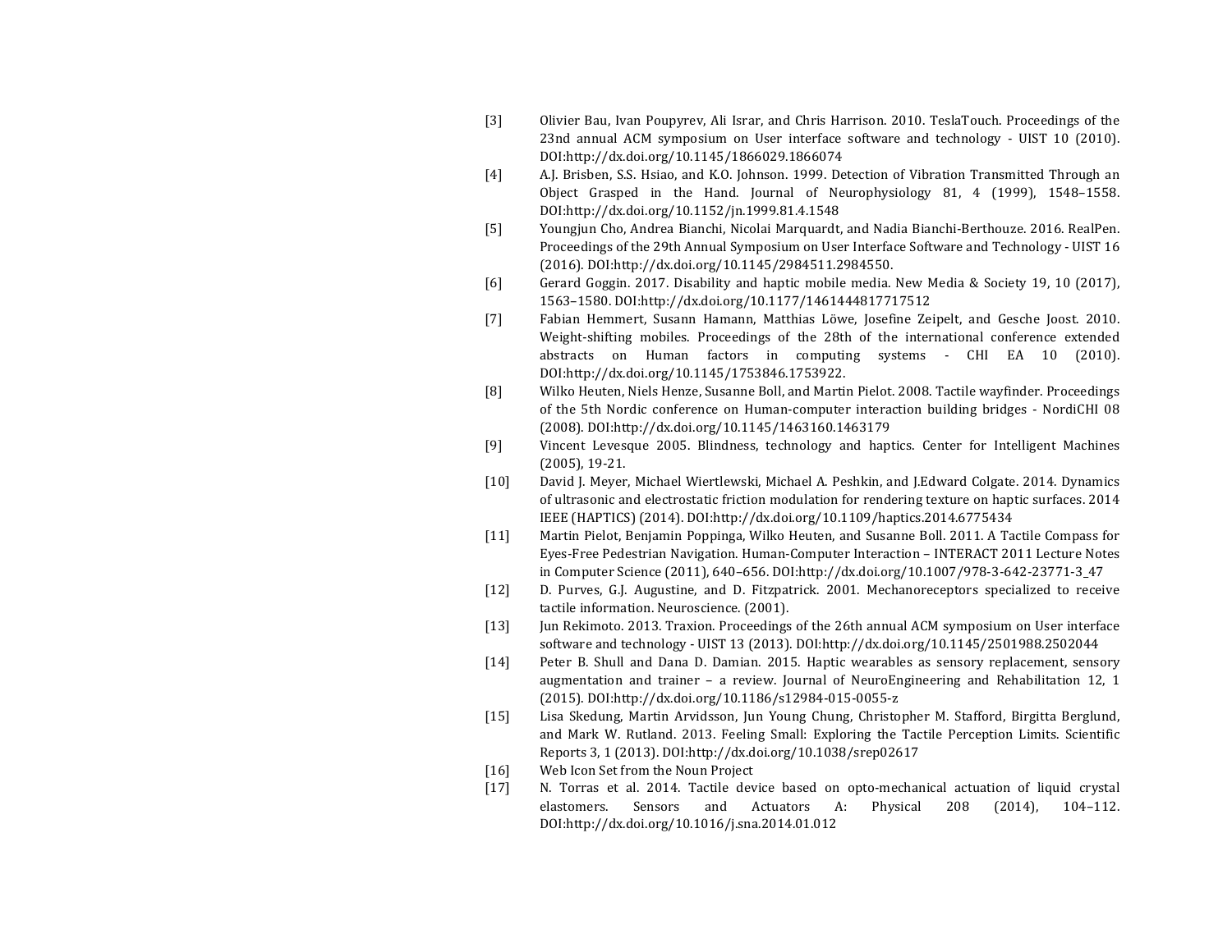[3] Olivier Bau, Ivan Poupyrev, Ali Israr, and Chris Harrison. 2010. TeslaTouch. Proceedings of the 23nd annual ACM symposium on User interface software and technology - UIST 10 (2010). DOI:http://dx.doi.org/10.1145/1866029.1866074

[4] A.J. Brisben, S.S. Hsiao, and K.O. Johnson. 1999. Detection of Vibration Transmitted Through an Object Grasped in the Hand. Journal of Neurophysiology 81, 4 (1999), 1548–1558. DOI:http://dx.doi.org/10.1152/jn.1999.81.4.1548

[5] Youngjun Cho, Andrea Bianchi, Nicolai Marquardt, and Nadia Bianchi-Berthouze. 2016. RealPen. Proceedings of the 29th Annual Symposium on User Interface Software and Technology - UIST 16 (2016). DOI:http://dx.doi.org/10.1145/2984511.2984550.

[6] Gerard Goggin. 2017. Disability and haptic mobile media. New Media & Society 19, 10 (2017), 1563–1580. DOI:http://dx.doi.org/10.1177/1461444817717512

[7] Fabian Hemmert, Susann Hamann, Matthias Löwe, Josefine Zeipelt, and Gesche Joost. 2010. Weight-shifting mobiles. Proceedings of the 28th of the international conference extended abstracts on Human factors in computing systems - CHI EA 10 (2010). DOI:http://dx.doi.org/10.1145/1753846.1753922.

[8] Wilko Heuten, Niels Henze, Susanne Boll, and Martin Pielot. 2008. Tactile wayfinder. Proceedings of the 5th Nordic conference on Human-computer interaction building bridges - NordiCHI 08 (2008). DOI:http://dx.doi.org/10.1145/1463160.1463179

[9] Vincent Levesque 2005. Blindness, technology and haptics. Center for Intelligent Machines (2005), 19-21.

[10] David J. Meyer, Michael Wiertlewski, Michael A. Peshkin, and J.Edward Colgate. 2014. Dynamics of ultrasonic and electrostatic friction modulation for rendering texture on haptic surfaces. 2014 IEEE (HAPTICS) (2014). DOI:http://dx.doi.org/10.1109/haptics.2014.6775434

[11] Martin Pielot, Benjamin Poppinga, Wilko Heuten, and Susanne Boll. 2011. A Tactile Compass for Eyes-Free Pedestrian Navigation. Human-Computer Interaction – INTERACT 2011 Lecture Notes in Computer Science (2011), 640–656. DOI:http://dx.doi.org/10.1007/978-3-642-23771-3_47

[12] D. Purves, G.J. Augustine, and D. Fitzpatrick. 2001. Mechanoreceptors specialized to receive tactile information. Neuroscience. (2001).

[13] Jun Rekimoto. 2013. Traxion. Proceedings of the 26th annual ACM symposium on User interface software and technology - UIST 13 (2013). DOI:http://dx.doi.org/10.1145/2501988.2502044

[14] Peter B. Shull and Dana D. Damian. 2015. Haptic wearables as sensory replacement, sensory augmentation and trainer – a review. Journal of NeuroEngineering and Rehabilitation 12, 1 (2015). DOI:http://dx.doi.org/10.1186/s12984-015-0055-z

[15] Lisa Skedung, Martin Arvidsson, Jun Young Chung, Christopher M. Stafford, Birgitta Berglund, and Mark W. Rutland. 2013. Feeling Small: Exploring the Tactile Perception Limits. Scientific Reports 3, 1 (2013). DOI:http://dx.doi.org/10.1038/srep02617

[16] Web Icon Set from the Noun Project

[17] N. Torras et al. 2014. Tactile device based on opto-mechanical actuation of liquid crystal elastomers. Sensors and Actuators A: Physical 208 (2014), 104–112. DOI:http://dx.doi.org/10.1016/j.sna.2014.01.012